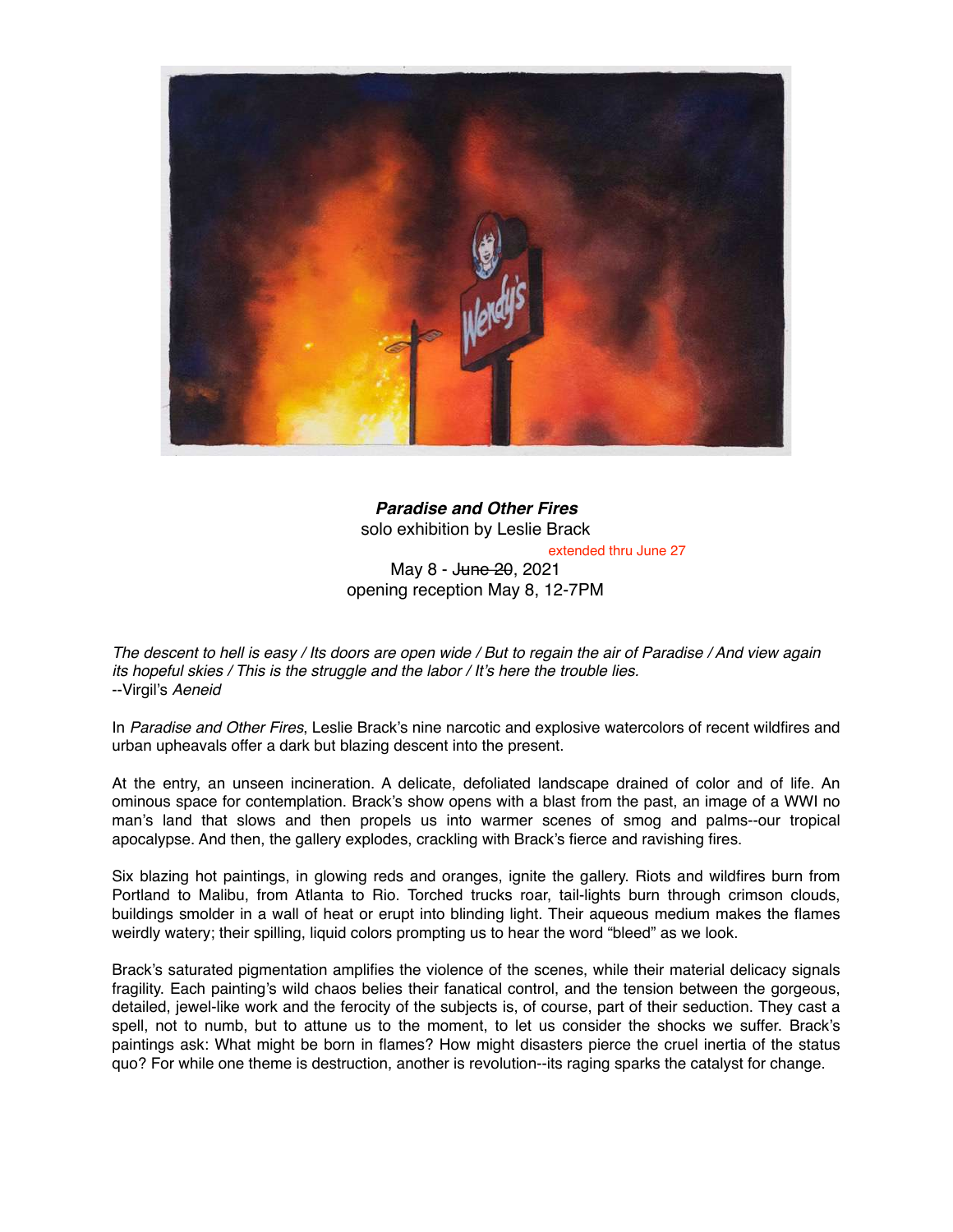***Paradise and Other Fires***

solo exhibition by Leslie Brack

extended thru June 27

May 8 - ~~June 20~~, 2021

opening reception May 8, 12-7PM

*The descent to hell is easy / Its doors are open wide / But to regain the air of Paradise / And view again its hopeful skies / This is the struggle and the labor / It's here the trouble lies.*
--Virgil's *Aeneid*

In *Paradise and Other Fires*, Leslie Brack's nine narcotic and explosive watercolors of recent wildfires and urban upheavals offer a dark but blazing descent into the present.

At the entry, an unseen incineration. A delicate, defoliated landscape drained of color and of life. An ominous space for contemplation. Brack's show opens with a blast from the past, an image of a WWI no man's land that slows and then propels us into warmer scenes of smog and palms--our tropical apocalypse. And then, the gallery explodes, crackling with Brack's fierce and ravishing fires.

Six blazing hot paintings, in glowing reds and oranges, ignite the gallery. Riots and wildfires burn from Portland to Malibu, from Atlanta to Rio. Torched trucks roar, tail-lights burn through crimson clouds, buildings smolder in a wall of heat or erupt into blinding light. Their aqueous medium makes the flames weirdly watery; their spilling, liquid colors prompting us to hear the word "bleed" as we look.

Brack's saturated pigmentation amplifies the violence of the scenes, while their material delicacy signals fragility. Each painting's wild chaos belies their fanatical control, and the tension between the gorgeous, detailed, jewel-like work and the ferocity of the subjects is, of course, part of their seduction. They cast a spell, not to numb, but to attune us to the moment, to let us consider the shocks we suffer. Brack's paintings ask: What might be born in flames? How might disasters pierce the cruel inertia of the status quo? For while one theme is destruction, another is revolution--its raging sparks the catalyst for change.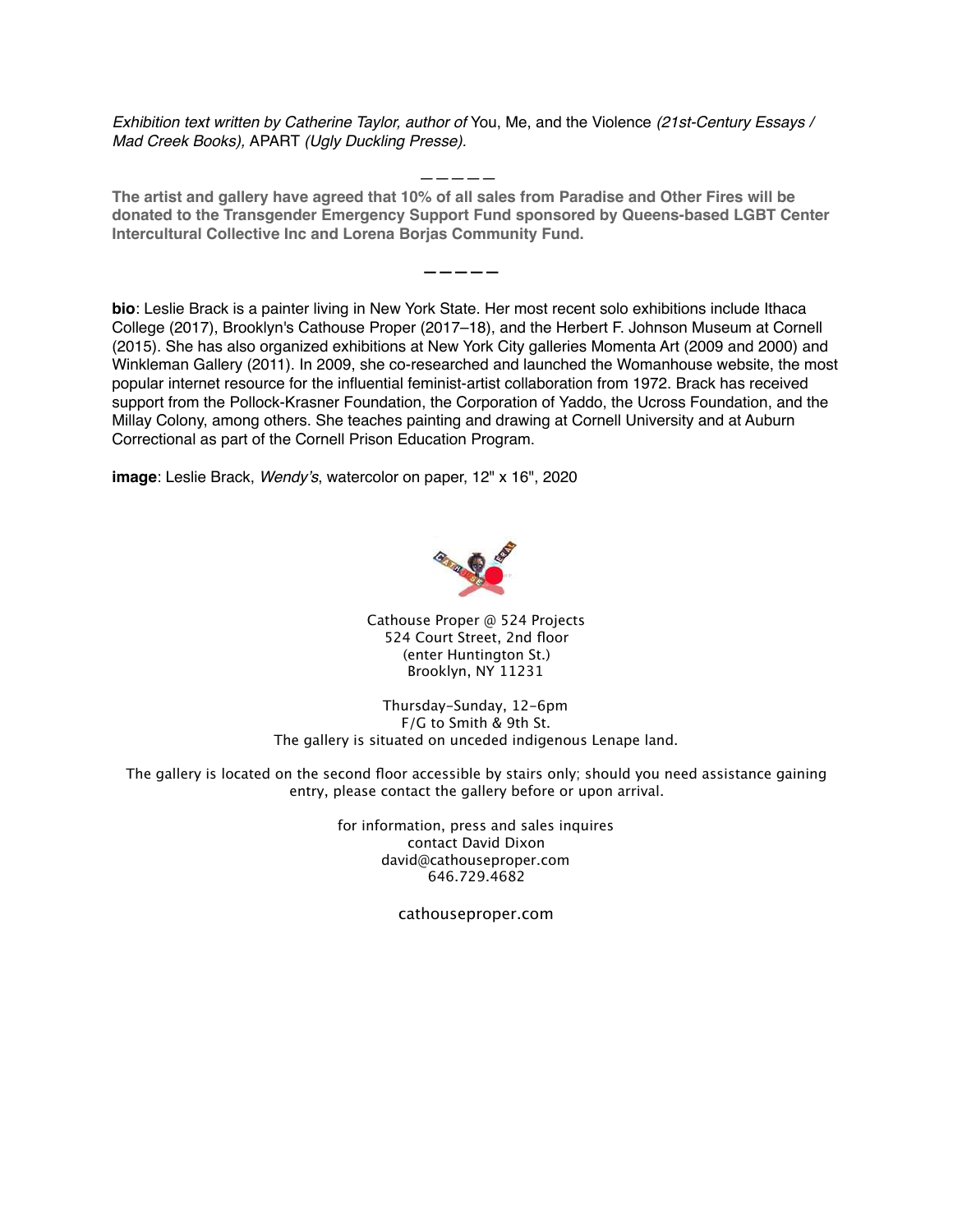*Exhibition text written by Catherine Taylor, author of* You, Me, and the Violence *(21st-Century Essays / Mad Creek Books),* APART *(Ugly Duckling Presse).*

—————

**The artist and gallery have agreed that 10% of all sales from Paradise and Other Fires will be donated to the Transgender Emergency Support Fund sponsored by Queens-based LGBT Center Intercultural Collective Inc and Lorena Borjas Community Fund.**

—————

**bio**: Leslie Brack is a painter living in New York State. Her most recent solo exhibitions include Ithaca College (2017), Brooklyn's Cathouse Proper (2017–18), and the Herbert F. Johnson Museum at Cornell (2015). She has also organized exhibitions at New York City galleries Momenta Art (2009 and 2000) and Winkleman Gallery (2011). In 2009, she co-researched and launched the Womanhouse website, the most popular internet resource for the influential feminist-artist collaboration from 1972. Brack has received support from the Pollock-Krasner Foundation, the Corporation of Yaddo, the Ucross Foundation, and the Millay Colony, among others. She teaches painting and drawing at Cornell University and at Auburn Correctional as part of the Cornell Prison Education Program.

**image**: Leslie Brack, *Wendy's*, watercolor on paper, 12" x 16", 2020

Cathouse Proper @ 524 Projects
524 Court Street, 2nd floor
(enter Huntington St.)
Brooklyn, NY 11231

Thursday–Sunday, 12–6pm
F/G to Smith & 9th St.
The gallery is situated on unceded indigenous Lenape land.

The gallery is located on the second floor accessible by stairs only; should you need assistance gaining entry, please contact the gallery before or upon arrival.

for information, press and sales inquires
contact David Dixon
david@cathouseproper.com
646.729.4682

cathouseproper.com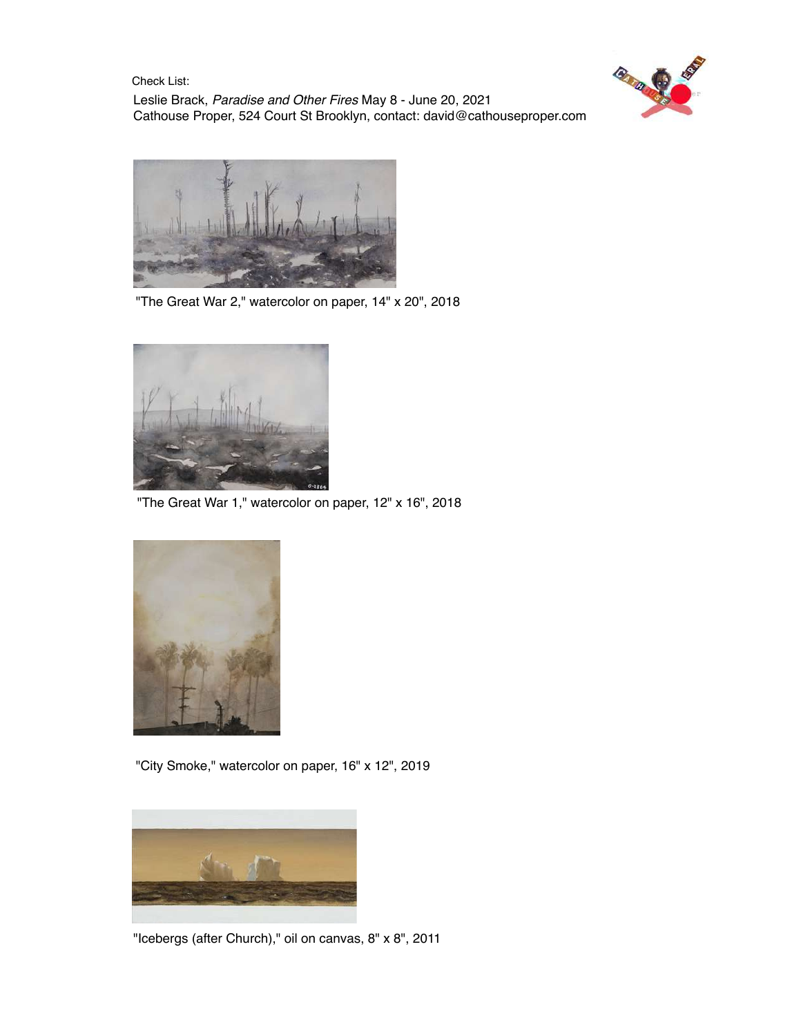Check List:

Leslie Brack, *Paradise and Other Fires* May 8 - June 20, 2021

Cathouse Proper, 524 Court St Brooklyn, contact: david@cathouseproper.com

"The Great War 2," watercolor on paper, 14" x 20", 2018

"The Great War 1," watercolor on paper, 12" x 16", 2018

"City Smoke," watercolor on paper, 16" x 12", 2019

"Icebergs (after Church)," oil on canvas, 8" x 8", 2011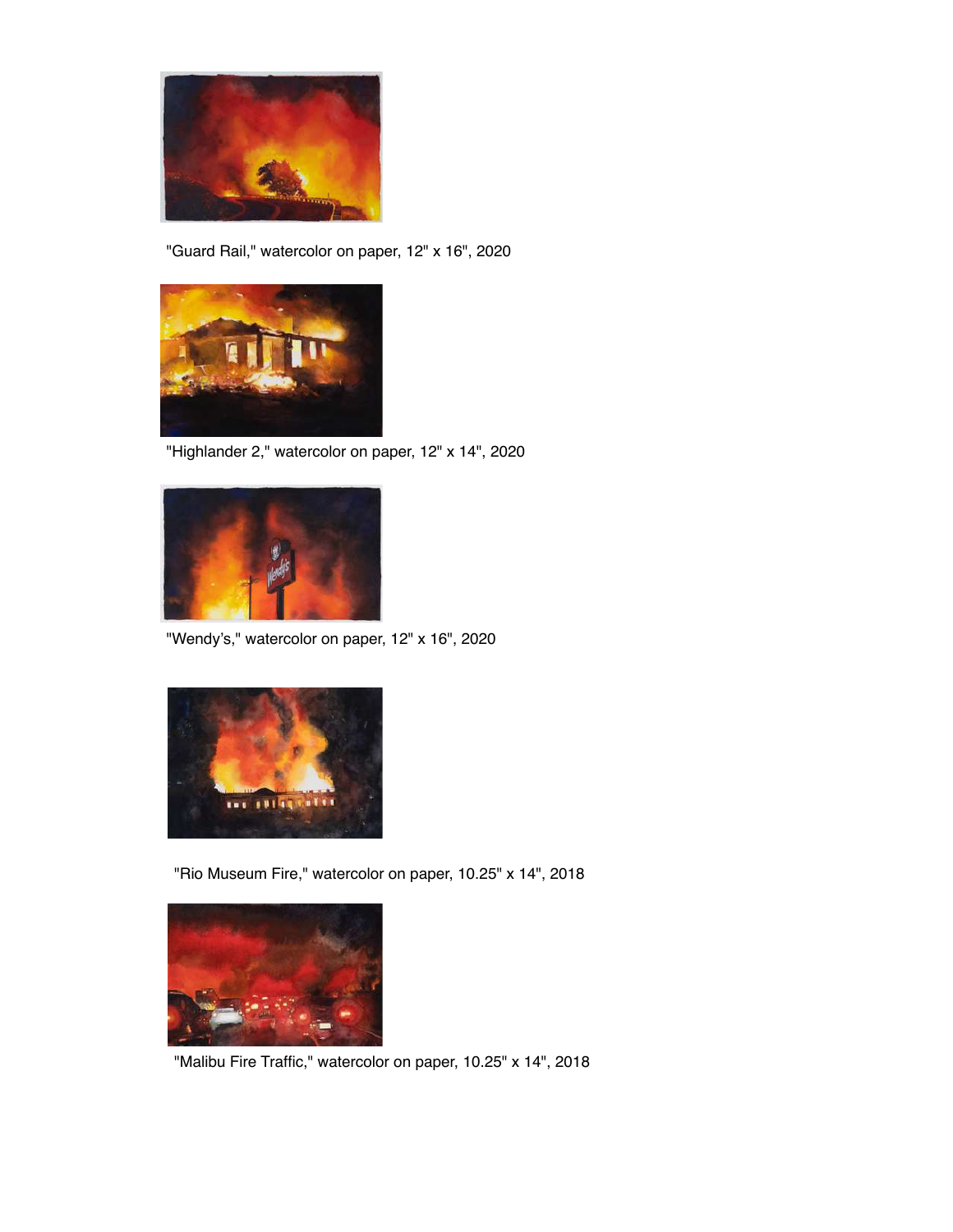"Guard Rail," watercolor on paper, 12" x 16", 2020

"Highlander 2," watercolor on paper, 12" x 14", 2020

"Wendy's," watercolor on paper, 12" x 16", 2020

"Rio Museum Fire," watercolor on paper, 10.25" x 14", 2018

"Malibu Fire Traffic," watercolor on paper, 10.25" x 14", 2018